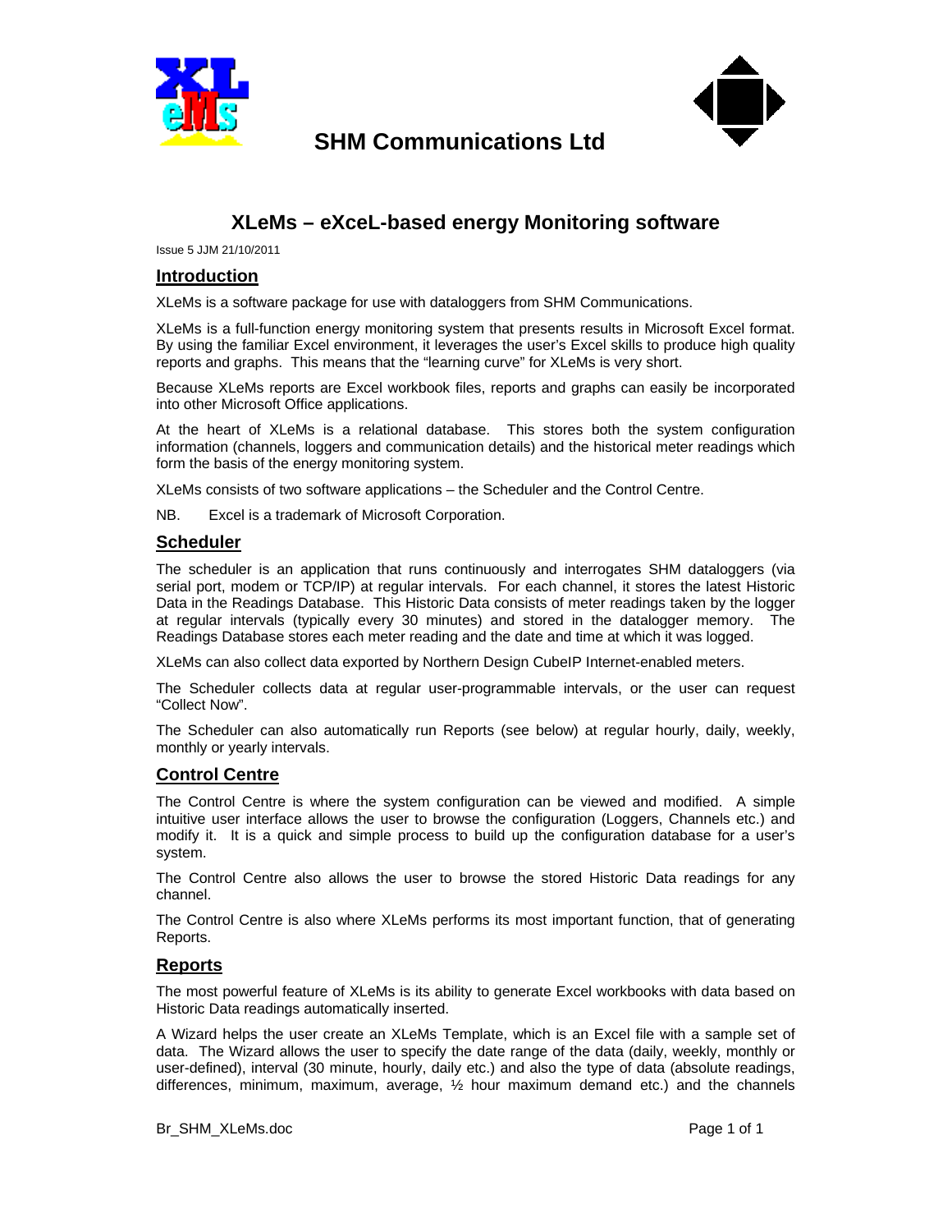# SHM Communications Ltd

## XLeMs – eXceL-based energy Monitoring software

Issue 5 JJM 21/10/2011

### Introduction

XLeMs is a software package for use with dataloggers from SHM Communications.

XLeMs is a full-function energy monitoring system that presents results in Microsoft Excel format. By using the familiar Excel environment, it leverages the user's Excel skills to produce high quality reports and graphs. This means that the "learning curve" for XLeMs is very short.

Because XLeMs reports are Excel workbook files, reports and graphs can easily be incorporated into other Microsoft Office applications.

At the heart of XLeMs is a relational database. This stores both the system configuration information (channels, loggers and communication details) and the historical meter readings which form the basis of the energy monitoring system.

XLeMs consists of two software applications – the Scheduler and the Control Centre.

NB. Excel is a trademark of Microsoft Corporation.

### Scheduler

The scheduler is an application that runs continuously and interrogates SHM dataloggers (via serial port, modem or TCP/IP) at regular intervals. For each channel, it stores the latest Historic Data in the Readings Database. This Historic Data consists of meter readings taken by the logger at regular intervals (typically every 30 minutes) and stored in the datalogger memory. The Readings Database stores each meter reading and the date and time at which it was logged.

XLeMs can also collect data exported by Northern Design CubeIP Internet-enabled meters.

The Scheduler collects data at regular user-programmable intervals, or the user can request "Collect Now".

The Scheduler can also automatically run Reports (see below) at regular hourly, daily, weekly, monthly or yearly intervals.

### Control Centre

The Control Centre is where the system configuration can be viewed and modified. A simple intuitive user interface allows the user to browse the configuration (Loggers, Channels etc.) and modify it. It is a quick and simple process to build up the configuration database for a user's system.

The Control Centre also allows the user to browse the stored Historic Data readings for any channel.

The Control Centre is also where XLeMs performs its most important function, that of generating Reports.

### Reports

The most powerful feature of XLeMs is its ability to generate Excel workbooks with data based on Historic Data readings automatically inserted.

A Wizard helps the user create an XLeMs Template, which is an Excel file with a sample set of data. The Wizard allows the user to specify the date range of the data (daily, weekly, monthly or user-defined), interval (30 minute, hourly, daily etc.) and also the type of data (absolute readings, differences, minimum, maximum, average, ½ hour maximum demand etc.) and the channels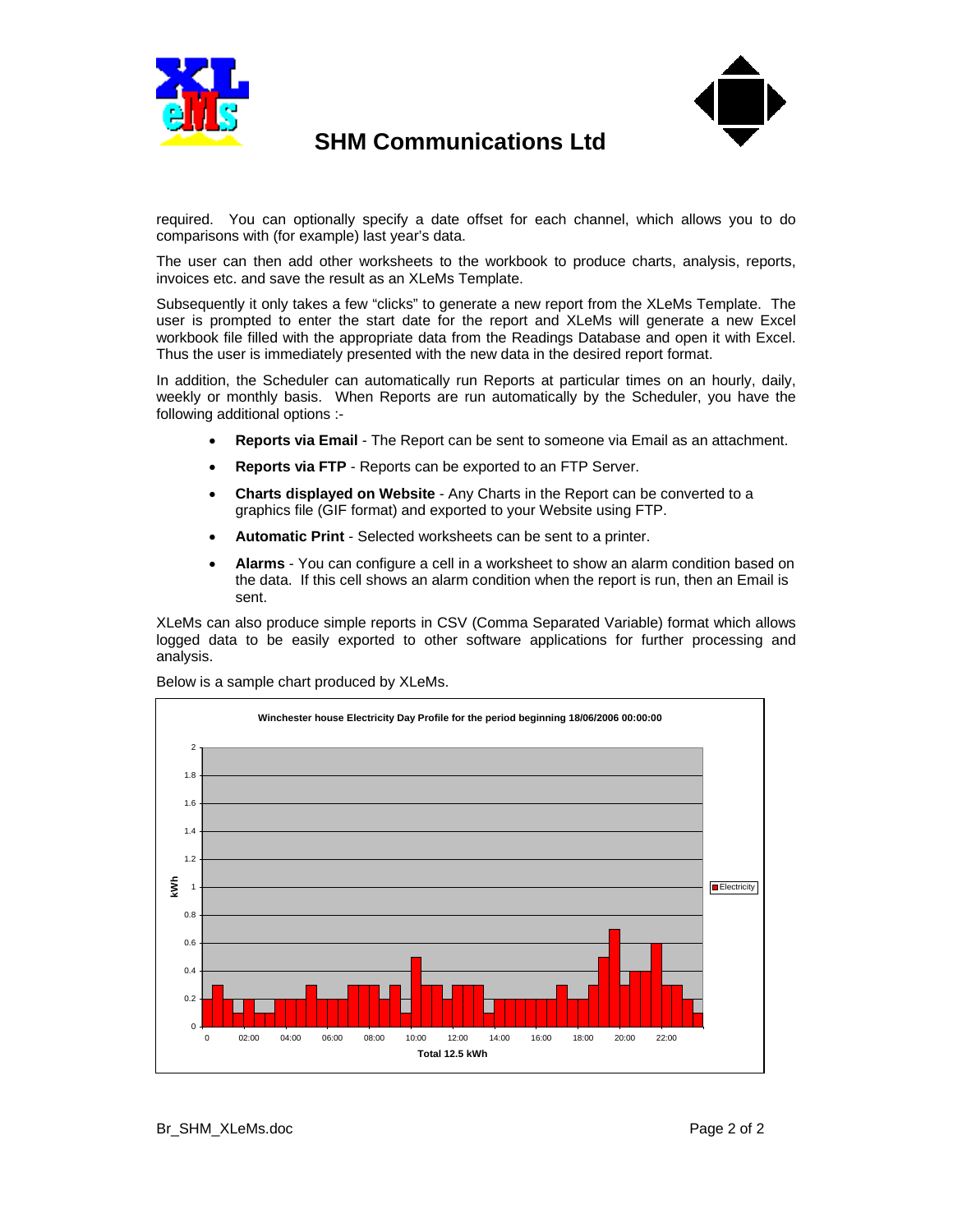required. You can optionally specify a date offset for each channel, which allows you to do comparisons with (for example) last year's data.

The user can then add other worksheets to the workbook to produce charts, analysis, reports, invoices etc. and save the result as an XLeMs Template.

Subsequently it only takes a few "clicks" to generate a new report from the XLeMs Template. The user is prompted to enter the start date for the report and XLeMs will generate a new Excel workbook file filled with the appropriate data from the Readings Database and open it with Excel. Thus the user is immediately presented with the new data in the desired report format.

In addition, the Scheduler can automatically run Reports at particular times on an hourly, daily, weekly or monthly basis. When Reports are run automatically by the Scheduler, you have the following additional options :-

- **Reports via Email** - The Report can be sent to someone via Email as an attachment.
- **Reports via FTP** - Reports can be exported to an FTP Server.
- **Charts displayed on Website** - Any Charts in the Report can be converted to a graphics file (GIF format) and exported to your Website using FTP.
- **Automatic Print** - Selected worksheets can be sent to a printer.
- **Alarms** - You can configure a cell in a worksheet to show an alarm condition based on the data. If this cell shows an alarm condition when the report is run, then an Email is sent.

XLeMs can also produce simple reports in CSV (Comma Separated Variable) format which allows logged data to be easily exported to other software applications for further processing and analysis.

Below is a sample chart produced by XLeMs.

Winchester house Electricity Day Profile for the period beginning 18/06/2006 00:00:00

kWh

2
1.8
1.6
1.4
1.2
1
0.8
0.6
0.4
0.2
0

0 02:00 04:00 06:00 08:00 10:00 12:00 14:00 16:00 18:00 20:00 22:00

Electricity

Total 12.5 kWh